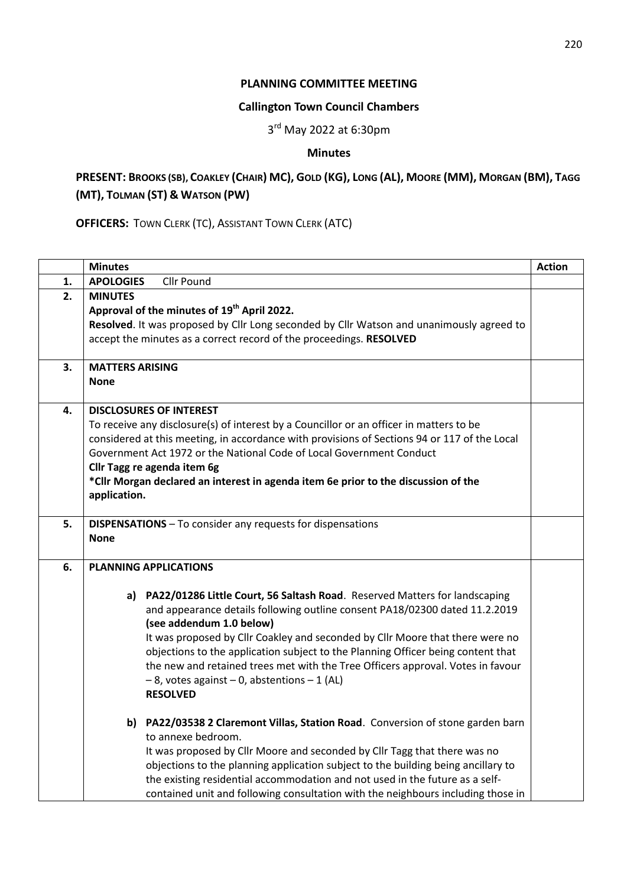**PLANNING COMMITTEE MEETING**

**Callington Town Council Chambers**

3rd May 2022 at 6:30pm

**Minutes**

**PRESENT: BROOKS (SB), COAKLEY (CHAIR) MC), GOLD (KG), LONG (AL), MOORE (MM), MORGAN (BM), TAGG (MT), TOLMAN (ST) & WATSON (PW)**

**OFFICERS:** TOWN CLERK (TC), ASSISTANT TOWN CLERK (ATC)

| | Minutes | Action |
|---|---|---|
| **1.** | **APOLOGIES** Cllr Pound | |
| **2.** | **MINUTES**<br>**Approval of the minutes of 19th April 2022.**<br>**Resolved**. It was proposed by Cllr Long seconded by Cllr Watson and unanimously agreed to accept the minutes as a correct record of the proceedings. **RESOLVED** | |
| **3.** | **MATTERS ARISING**<br>**None** | |
| **4.** | **DISCLOSURES OF INTEREST**<br>To receive any disclosure(s) of interest by a Councillor or an officer in matters to be considered at this meeting, in accordance with provisions of Sections 94 or 117 of the Local Government Act 1972 or the National Code of Local Government Conduct<br>**Cllr Tagg re agenda item 6g**<br>**\*Cllr Morgan declared an interest in agenda item 6e prior to the discussion of the application.** | |
| **5.** | **DISPENSATIONS** – To consider any requests for dispensations<br>**None** | |
| **6.** | **PLANNING APPLICATIONS**<br><br>**a) PA22/01286 Little Court, 56 Saltash Road**. Reserved Matters for landscaping and appearance details following outline consent PA18/02300 dated 11.2.2019 **(see addendum 1.0 below)**<br>It was proposed by Cllr Coakley and seconded by Cllr Moore that there were no objections to the application subject to the Planning Officer being content that the new and retained trees met with the Tree Officers approval. Votes in favour – 8, votes against – 0, abstentions – 1 (AL)<br>**RESOLVED**<br><br>**b) PA22/03538 2 Claremont Villas, Station Road**. Conversion of stone garden barn to annexe bedroom.<br>It was proposed by Cllr Moore and seconded by Cllr Tagg that there was no objections to the planning application subject to the building being ancillary to the existing residential accommodation and not used in the future as a self-contained unit and following consultation with the neighbours including those in | |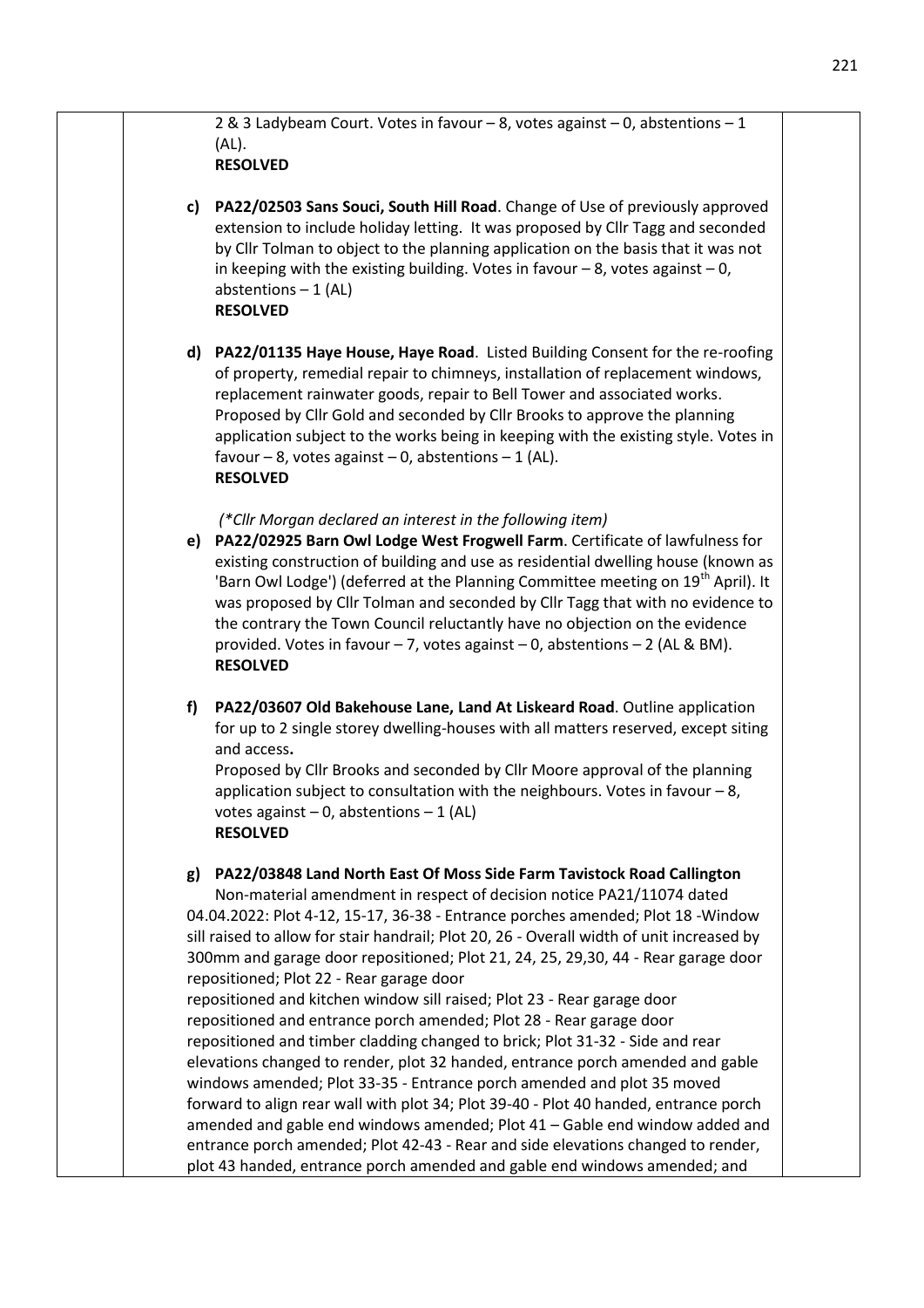2 & 3 Ladybeam Court. Votes in favour – 8, votes against – 0, abstentions – 1 (AL).
**RESOLVED**

c) **PA22/02503 Sans Souci, South Hill Road**. Change of Use of previously approved extension to include holiday letting. It was proposed by Cllr Tagg and seconded by Cllr Tolman to object to the planning application on the basis that it was not in keeping with the existing building. Votes in favour – 8, votes against – 0, abstentions – 1 (AL)
**RESOLVED**

d) **PA22/01135 Haye House, Haye Road**. Listed Building Consent for the re-roofing of property, remedial repair to chimneys, installation of replacement windows, replacement rainwater goods, repair to Bell Tower and associated works. Proposed by Cllr Gold and seconded by Cllr Brooks to approve the planning application subject to the works being in keeping with the existing style. Votes in favour – 8, votes against – 0, abstentions – 1 (AL).
**RESOLVED**

*(\*Cllr Morgan declared an interest in the following item)*

e) **PA22/02925 Barn Owl Lodge West Frogwell Farm**. Certificate of lawfulness for existing construction of building and use as residential dwelling house (known as 'Barn Owl Lodge') (deferred at the Planning Committee meeting on 19th April). It was proposed by Cllr Tolman and seconded by Cllr Tagg that with no evidence to the contrary the Town Council reluctantly have no objection on the evidence provided. Votes in favour – 7, votes against – 0, abstentions – 2 (AL & BM).
**RESOLVED**

f) **PA22/03607 Old Bakehouse Lane, Land At Liskeard Road**. Outline application for up to 2 single storey dwelling-houses with all matters reserved, except siting and access**.**
Proposed by Cllr Brooks and seconded by Cllr Moore approval of the planning application subject to consultation with the neighbours. Votes in favour – 8, votes against – 0, abstentions – 1 (AL)
**RESOLVED**

g) **PA22/03848 Land North East Of Moss Side Farm Tavistock Road Callington**
Non-material amendment in respect of decision notice PA21/11074 dated 04.04.2022: Plot 4-12, 15-17, 36-38 - Entrance porches amended; Plot 18 -Window sill raised to allow for stair handrail; Plot 20, 26 - Overall width of unit increased by 300mm and garage door repositioned; Plot 21, 24, 25, 29,30, 44 - Rear garage door repositioned; Plot 22 - Rear garage door
repositioned and kitchen window sill raised; Plot 23 - Rear garage door repositioned and entrance porch amended; Plot 28 - Rear garage door repositioned and timber cladding changed to brick; Plot 31-32 - Side and rear elevations changed to render, plot 32 handed, entrance porch amended and gable windows amended; Plot 33-35 - Entrance porch amended and plot 35 moved forward to align rear wall with plot 34; Plot 39-40 - Plot 40 handed, entrance porch amended and gable end windows amended; Plot 41 – Gable end window added and entrance porch amended; Plot 42-43 - Rear and side elevations changed to render, plot 43 handed, entrance porch amended and gable end windows amended; and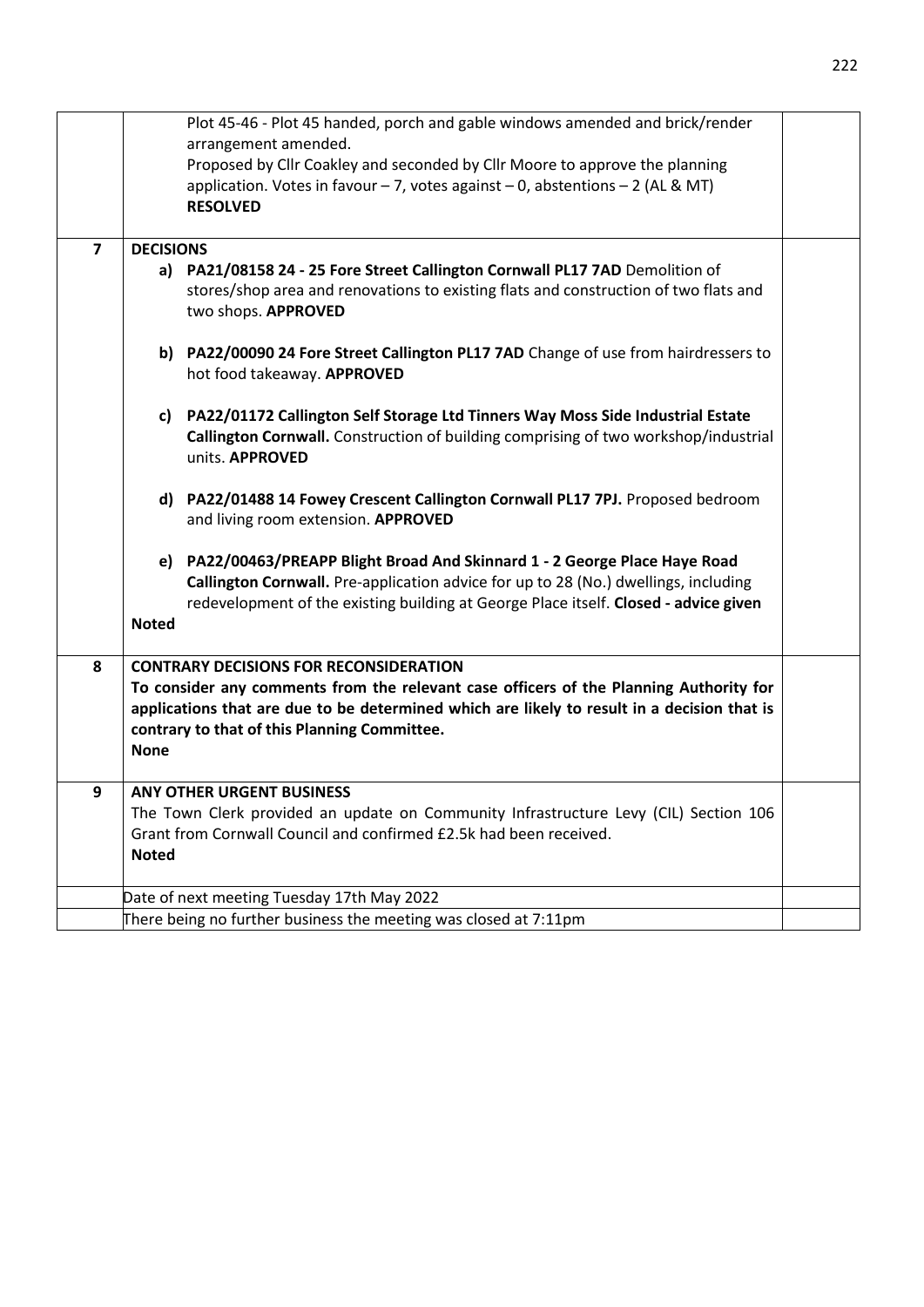| | | |
|---|---|---|
| | Plot 45-46 - Plot 45 handed, porch and gable windows amended and brick/render arrangement amended.<br>Proposed by Cllr Coakley and seconded by Cllr Moore to approve the planning application. Votes in favour – 7, votes against – 0, abstentions – 2 (AL & MT)<br>**RESOLVED** | |
| **7** | **DECISIONS**<br>**a) PA21/08158 24 - 25 Fore Street Callington Cornwall PL17 7AD** Demolition of stores/shop area and renovations to existing flats and construction of two flats and two shops. **APPROVED**<br><br>**b) PA22/00090 24 Fore Street Callington PL17 7AD** Change of use from hairdressers to hot food takeaway. **APPROVED**<br><br>**c) PA22/01172 Callington Self Storage Ltd Tinners Way Moss Side Industrial Estate Callington Cornwall.** Construction of building comprising of two workshop/industrial units. **APPROVED**<br><br>**d) PA22/01488 14 Fowey Crescent Callington Cornwall PL17 7PJ.** Proposed bedroom and living room extension. **APPROVED**<br><br>**e) PA22/00463/PREAPP Blight Broad And Skinnard 1 - 2 George Place Haye Road Callington Cornwall.** Pre-application advice for up to 28 (No.) dwellings, including redevelopment of the existing building at George Place itself. **Closed - advice given**<br>**Noted** | |
| **8** | **CONTRARY DECISIONS FOR RECONSIDERATION**<br>**To consider any comments from the relevant case officers of the Planning Authority for applications that are due to be determined which are likely to result in a decision that is contrary to that of this Planning Committee.**<br>**None** | |
| **9** | **ANY OTHER URGENT BUSINESS**<br>The Town Clerk provided an update on Community Infrastructure Levy (CIL) Section 106 Grant from Cornwall Council and confirmed £2.5k had been received.<br>**Noted** | |
| | Date of next meeting Tuesday 17th May 2022 | |
| | There being no further business the meeting was closed at 7:11pm | |